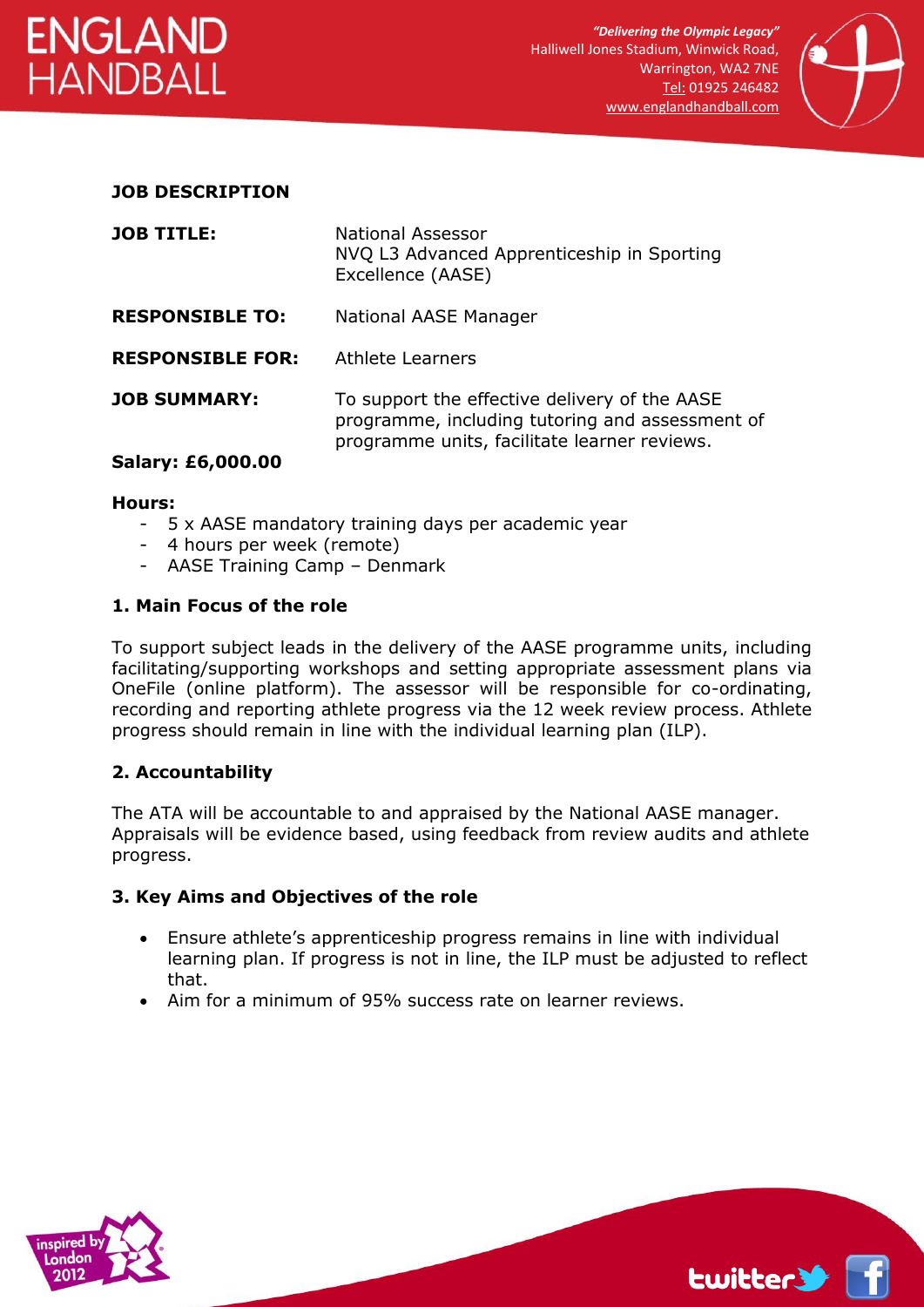# ENGLAND HANDBALL

*"Delivering the Olympic Legacy"*
Halliwell Jones Stadium, Winwick Road,
Warrington, WA2 7NE
Tel: 01925 246482
www.englandhandball.com

## JOB DESCRIPTION

**JOB TITLE:** National Assessor
NVQ L3 Advanced Apprenticeship in Sporting Excellence (AASE)

**RESPONSIBLE TO:** National AASE Manager

**RESPONSIBLE FOR:** Athlete Learners

**JOB SUMMARY:** To support the effective delivery of the AASE programme, including tutoring and assessment of programme units, facilitate learner reviews.

**Salary: £6,000.00**

**Hours:**

- 5 x AASE mandatory training days per academic year
- 4 hours per week (remote)
- AASE Training Camp – Denmark

### 1. Main Focus of the role

To support subject leads in the delivery of the AASE programme units, including facilitating/supporting workshops and setting appropriate assessment plans via OneFile (online platform). The assessor will be responsible for co-ordinating, recording and reporting athlete progress via the 12 week review process. Athlete progress should remain in line with the individual learning plan (ILP).

### 2. Accountability

The ATA will be accountable to and appraised by the National AASE manager. Appraisals will be evidence based, using feedback from review audits and athlete progress.

### 3. Key Aims and Objectives of the role

- Ensure athlete's apprenticeship progress remains in line with individual learning plan. If progress is not in line, the ILP must be adjusted to reflect that.
- Aim for a minimum of 95% success rate on learner reviews.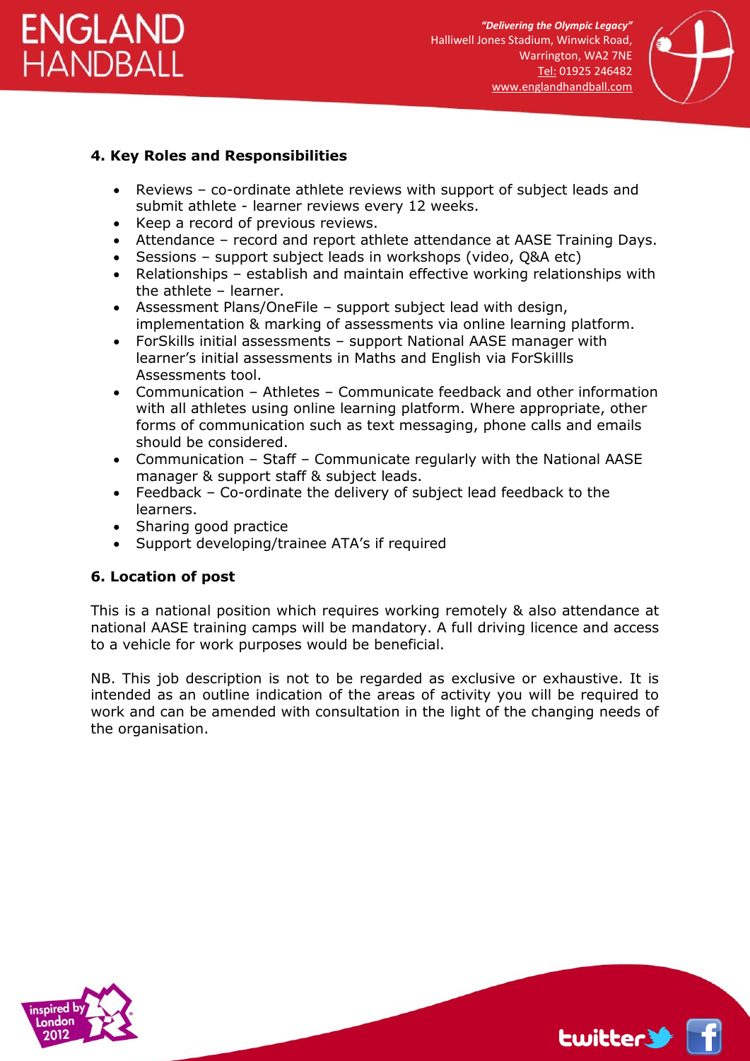## 4. Key Roles and Responsibilities

- Reviews – co-ordinate athlete reviews with support of subject leads and submit athlete - learner reviews every 12 weeks.
- Keep a record of previous reviews.
- Attendance – record and report athlete attendance at AASE Training Days.
- Sessions – support subject leads in workshops (video, Q&A etc)
- Relationships – establish and maintain effective working relationships with the athlete – learner.
- Assessment Plans/OneFile – support subject lead with design, implementation & marking of assessments via online learning platform.
- ForSkills initial assessments – support National AASE manager with learner's initial assessments in Maths and English via ForSkillls Assessments tool.
- Communication – Athletes – Communicate feedback and other information with all athletes using online learning platform. Where appropriate, other forms of communication such as text messaging, phone calls and emails should be considered.
- Communication – Staff – Communicate regularly with the National AASE manager & support staff & subject leads.
- Feedback – Co-ordinate the delivery of subject lead feedback to the learners.
- Sharing good practice
- Support developing/trainee ATA's if required

## 6. Location of post

This is a national position which requires working remotely & also attendance at national AASE training camps will be mandatory. A full driving licence and access to a vehicle for work purposes would be beneficial.

NB. This job description is not to be regarded as exclusive or exhaustive. It is intended as an outline indication of the areas of activity you will be required to work and can be amended with consultation in the light of the changing needs of the organisation.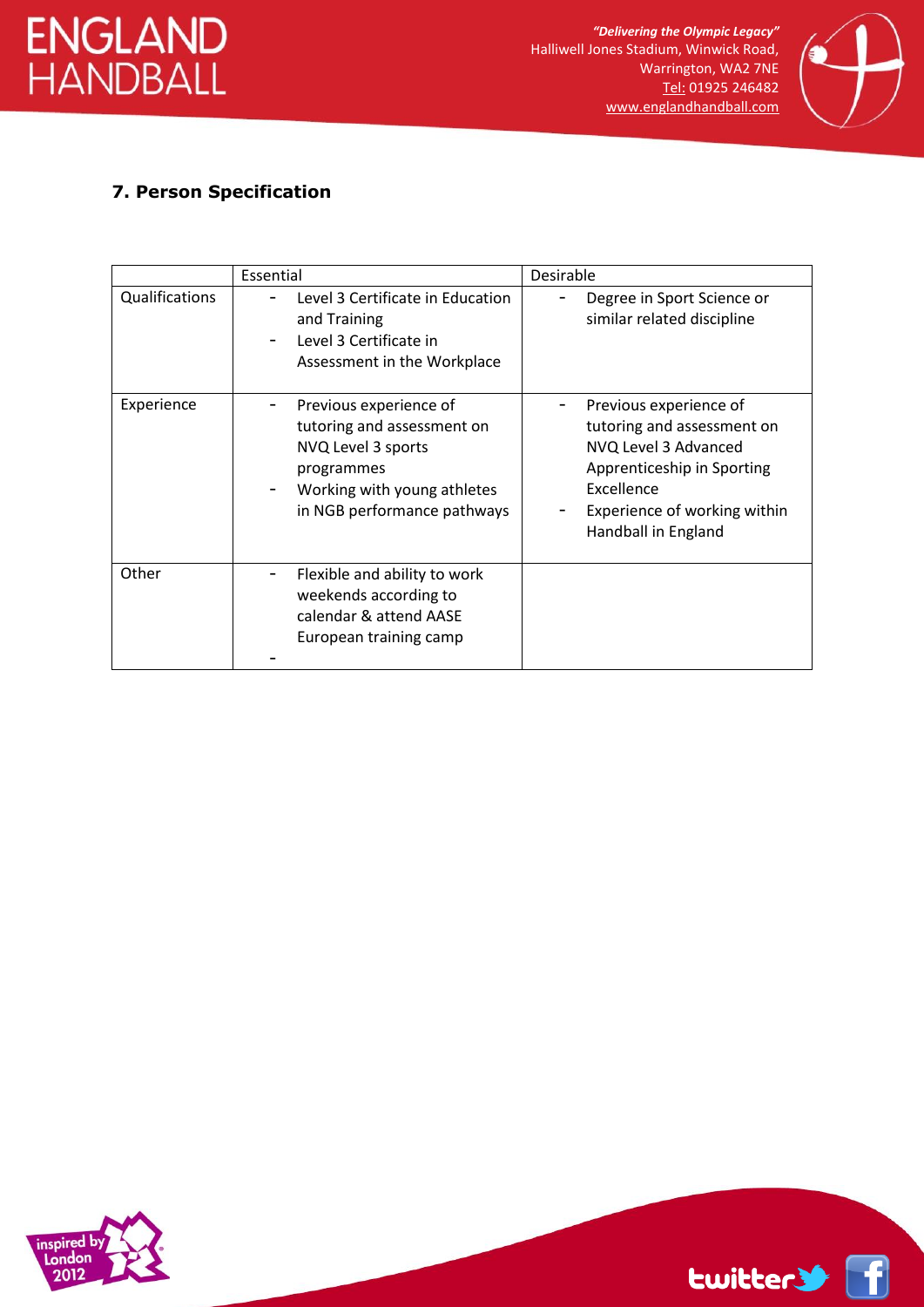## 7. Person Specification

| | Essential | Desirable |
|---|---|---|
| Qualifications | - Level 3 Certificate in Education and Training<br>- Level 3 Certificate in Assessment in the Workplace | - Degree in Sport Science or similar related discipline |
| Experience | - Previous experience of tutoring and assessment on NVQ Level 3 sports programmes<br>- Working with young athletes in NGB performance pathways | - Previous experience of tutoring and assessment on NVQ Level 3 Advanced Apprenticeship in Sporting Excellence<br>- Experience of working within Handball in England |
| Other | - Flexible and ability to work weekends according to calendar & attend AASE European training camp<br>- | |